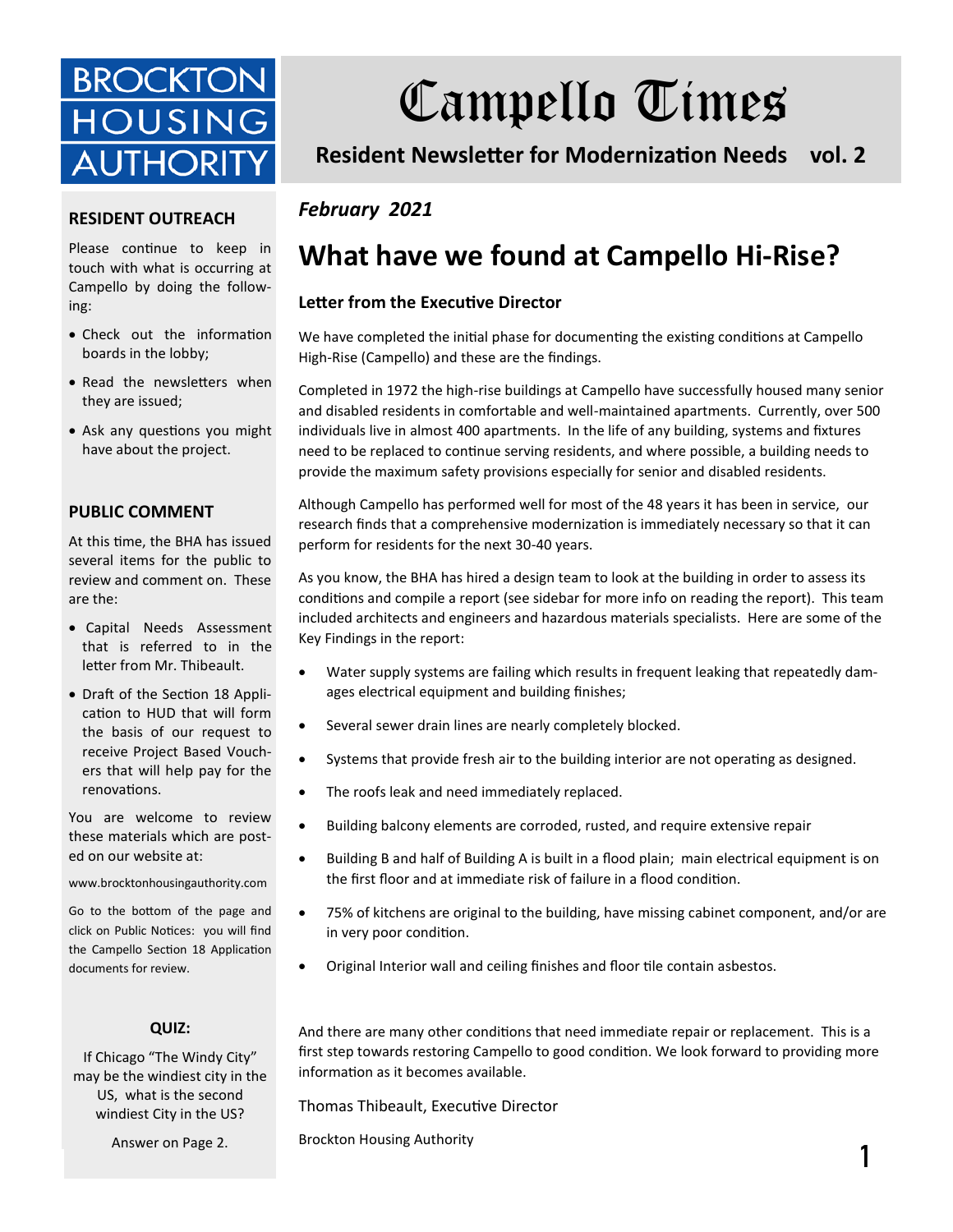BROCKTON HOUSING AUTHORITY

# Campello Times

**Resident Newsletter for Modernization Needs vol. 2**

***February 2021***

## What have we found at Campello Hi-Rise?

### Letter from the Executive Director

We have completed the initial phase for documenting the existing conditions at Campello High-Rise (Campello) and these are the findings.

Completed in 1972 the high-rise buildings at Campello have successfully housed many senior and disabled residents in comfortable and well-maintained apartments. Currently, over 500 individuals live in almost 400 apartments. In the life of any building, systems and fixtures need to be replaced to continue serving residents, and where possible, a building needs to provide the maximum safety provisions especially for senior and disabled residents.

Although Campello has performed well for most of the 48 years it has been in service, our research finds that a comprehensive modernization is immediately necessary so that it can perform for residents for the next 30-40 years.

As you know, the BHA has hired a design team to look at the building in order to assess its conditions and compile a report (see sidebar for more info on reading the report). This team included architects and engineers and hazardous materials specialists. Here are some of the Key Findings in the report:

- Water supply systems are failing which results in frequent leaking that repeatedly damages electrical equipment and building finishes;
- Several sewer drain lines are nearly completely blocked.
- Systems that provide fresh air to the building interior are not operating as designed.
- The roofs leak and need immediately replaced.
- Building balcony elements are corroded, rusted, and require extensive repair
- Building B and half of Building A is built in a flood plain; main electrical equipment is on the first floor and at immediate risk of failure in a flood condition.
- 75% of kitchens are original to the building, have missing cabinet component, and/or are in very poor condition.
- Original Interior wall and ceiling finishes and floor tile contain asbestos.

And there are many other conditions that need immediate repair or replacement. This is a first step towards restoring Campello to good condition. We look forward to providing more information as it becomes available.

Thomas Thibeault, Executive Director

Brockton Housing Authority

### RESIDENT OUTREACH

Please continue to keep in touch with what is occurring at Campello by doing the following:

- Check out the information boards in the lobby;
- Read the newsletters when they are issued;
- Ask any questions you might have about the project.

### PUBLIC COMMENT

At this time, the BHA has issued several items for the public to review and comment on. These are the:

- Capital Needs Assessment that is referred to in the letter from Mr. Thibeault.
- Draft of the Section 18 Application to HUD that will form the basis of our request to receive Project Based Vouchers that will help pay for the renovations.

You are welcome to review these materials which are posted on our website at:

www.brocktonhousingauthority.com

Go to the bottom of the page and click on Public Notices: you will find the Campello Section 18 Application documents for review.

### QUIZ:

If Chicago "The Windy City" may be the windiest city in the US, what is the second windiest City in the US?

Answer on Page 2.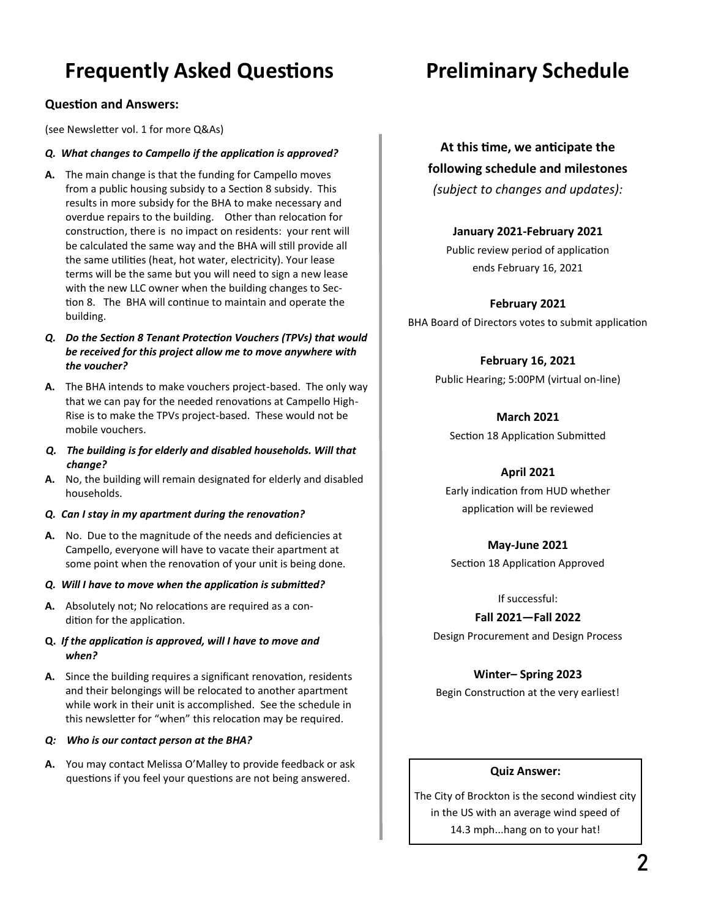# Frequently Asked Questions

### Question and Answers:

(see Newsletter vol. 1 for more Q&As)

***Q. What changes to Campello if the application is approved?***

**A.** The main change is that the funding for Campello moves from a public housing subsidy to a Section 8 subsidy. This results in more subsidy for the BHA to make necessary and overdue repairs to the building. Other than relocation for construction, there is no impact on residents: your rent will be calculated the same way and the BHA will still provide all the same utilities (heat, hot water, electricity). Your lease terms will be the same but you will need to sign a new lease with the new LLC owner when the building changes to Section 8. The BHA will continue to maintain and operate the building.

***Q. Do the Section 8 Tenant Protection Vouchers (TPVs) that would be received for this project allow me to move anywhere with the voucher?***

**A.** The BHA intends to make vouchers project-based. The only way that we can pay for the needed renovations at Campello High-Rise is to make the TPVs project-based. These would not be mobile vouchers.

***Q. The building is for elderly and disabled households. Will that change?***

**A.** No, the building will remain designated for elderly and disabled households.

***Q. Can I stay in my apartment during the renovation?***

**A.** No. Due to the magnitude of the needs and deficiencies at Campello, everyone will have to vacate their apartment at some point when the renovation of your unit is being done.

***Q. Will I have to move when the application is submitted?***

**A.** Absolutely not; No relocations are required as a condition for the application.

**Q.** ***If the application is approved, will I have to move and when?***

**A.** Since the building requires a significant renovation, residents and their belongings will be relocated to another apartment while work in their unit is accomplished. See the schedule in this newsletter for "when" this relocation may be required.

***Q: Who is our contact person at the BHA?***

**A.** You may contact Melissa O'Malley to provide feedback or ask questions if you feel your questions are not being answered.

# Preliminary Schedule

**At this time, we anticipate the following schedule and milestones**
*(subject to changes and updates):*

**January 2021-February 2021**
Public review period of application ends February 16, 2021

**February 2021**
BHA Board of Directors votes to submit application

**February 16, 2021**
Public Hearing; 5:00PM (virtual on-line)

**March 2021**
Section 18 Application Submitted

**April 2021**
Early indication from HUD whether application will be reviewed

**May-June 2021**
Section 18 Application Approved

If successful:

**Fall 2021—Fall 2022**
Design Procurement and Design Process

**Winter– Spring 2023**
Begin Construction at the very earliest!

**Quiz Answer:**

The City of Brockton is the second windiest city in the US with an average wind speed of 14.3 mph...hang on to your hat!